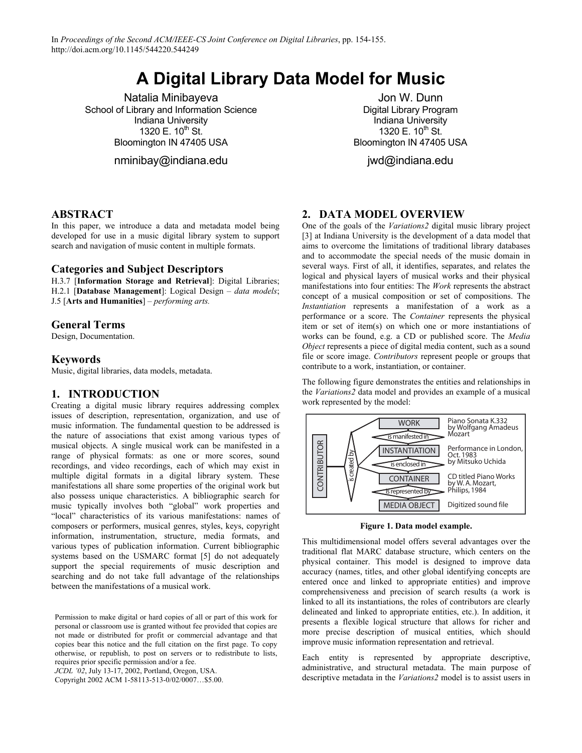In *Proceedings of the Second ACM/IEEE-CS Joint Conference on Digital Libraries*, pp. 154-155.
http://doi.acm.org/10.1145/544220.544249

# A Digital Library Data Model for Music

Natalia Minibayeva
School of Library and Information Science
Indiana University
1320 E. 10th St.
Bloomington IN 47405 USA
nminibay@indiana.edu

Jon W. Dunn
Digital Library Program
Indiana University
1320 E. 10th St.
Bloomington IN 47405 USA
jwd@indiana.edu

## ABSTRACT

In this paper, we introduce a data and metadata model being developed for use in a music digital library system to support search and navigation of music content in multiple formats.

### Categories and Subject Descriptors

H.3.7 [**Information Storage and Retrieval**]: Digital Libraries; H.2.1 [**Database Management**]: Logical Design – *data models*; J.5 [**Arts and Humanities**] – *performing arts.*

### General Terms

Design, Documentation.

### Keywords

Music, digital libraries, data models, metadata.

## 1. INTRODUCTION

Creating a digital music library requires addressing complex issues of description, representation, organization, and use of music information. The fundamental question to be addressed is the nature of associations that exist among various types of musical objects. A single musical work can be manifested in a range of physical formats: as one or more scores, sound recordings, and video recordings, each of which may exist in multiple digital formats in a digital library system. These manifestations all share some properties of the original work but also possess unique characteristics. A bibliographic search for music typically involves both "global" work properties and "local" characteristics of its various manifestations: names of composers or performers, musical genres, styles, keys, copyright information, instrumentation, structure, media formats, and various types of publication information. Current bibliographic systems based on the USMARC format [5] do not adequately support the special requirements of music description and searching and do not take full advantage of the relationships between the manifestations of a musical work.

Permission to make digital or hard copies of all or part of this work for personal or classroom use is granted without fee provided that copies are not made or distributed for profit or commercial advantage and that copies bear this notice and the full citation on the first page. To copy otherwise, or republish, to post on servers or to redistribute to lists, requires prior specific permission and/or a fee.
*JCDL '02*, July 13-17, 2002, Portland, Oregon, USA.
Copyright 2002 ACM 1-58113-513-0/02/0007…$5.00.

## 2. DATA MODEL OVERVIEW

One of the goals of the *Variations2* digital music library project [3] at Indiana University is the development of a data model that aims to overcome the limitations of traditional library databases and to accommodate the special needs of the music domain in several ways. First of all, it identifies, separates, and relates the logical and physical layers of musical works and their physical manifestations into four entities: The *Work* represents the abstract concept of a musical composition or set of compositions. The *Instantiation* represents a manifestation of a work as a performance or a score. The *Container* represents the physical item or set of item(s) on which one or more instantiations of works can be found, e.g. a CD or published score. The *Media Object* represents a piece of digital media content, such as a sound file or score image. *Contributors* represent people or groups that contribute to a work, instantiation, or container.

The following figure demonstrates the entities and relationships in the *Variations2* data model and provides an example of a musical work represented by the model:

| Entity | Example |
|---|---|
| WORK | Piano Sonata K.332 by Wolfgang Amadeus Mozart |
| *is manifested in* | |
| INSTANTIATION | Performance in London, Oct. 1983 by Mitsuko Uchida |
| *is enclosed in* | |
| CONTAINER | CD titled Piano Works by W. A. Mozart, Philips, 1984 |
| *is represented by* | |
| MEDIA OBJECT | Digitized sound file |

(CONTRIBUTOR — *is created by* — WORK, INSTANTIATION, CONTAINER)

**Figure 1. Data model example.**

This multidimensional model offers several advantages over the traditional flat MARC database structure, which centers on the physical container. This model is designed to improve data accuracy (names, titles, and other global identifying concepts are entered once and linked to appropriate entities) and improve comprehensiveness and precision of search results (a work is linked to all its instantiations, the roles of contributors are clearly delineated and linked to appropriate entities, etc.). In addition, it presents a flexible logical structure that allows for richer and more precise description of musical entities, which should improve music information representation and retrieval.

Each entity is represented by appropriate descriptive, administrative, and structural metadata. The main purpose of descriptive metadata in the *Variations2* model is to assist users in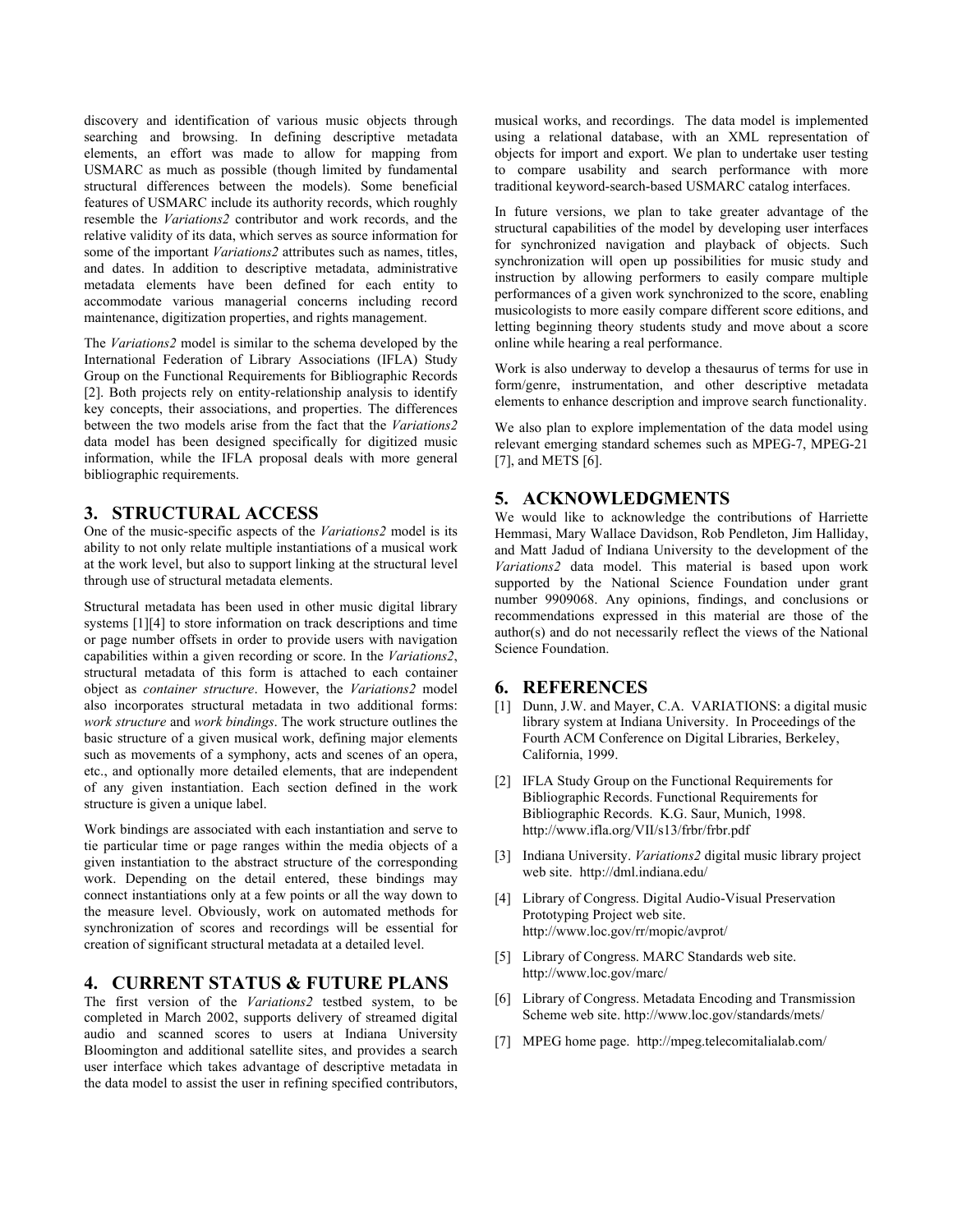discovery and identification of various music objects through searching and browsing. In defining descriptive metadata elements, an effort was made to allow for mapping from USMARC as much as possible (though limited by fundamental structural differences between the models). Some beneficial features of USMARC include its authority records, which roughly resemble the *Variations2* contributor and work records, and the relative validity of its data, which serves as source information for some of the important *Variations2* attributes such as names, titles, and dates. In addition to descriptive metadata, administrative metadata elements have been defined for each entity to accommodate various managerial concerns including record maintenance, digitization properties, and rights management.

The *Variations2* model is similar to the schema developed by the International Federation of Library Associations (IFLA) Study Group on the Functional Requirements for Bibliographic Records [2]. Both projects rely on entity-relationship analysis to identify key concepts, their associations, and properties. The differences between the two models arise from the fact that the *Variations2* data model has been designed specifically for digitized music information, while the IFLA proposal deals with more general bibliographic requirements.

## 3. STRUCTURAL ACCESS

One of the music-specific aspects of the *Variations2* model is its ability to not only relate multiple instantiations of a musical work at the work level, but also to support linking at the structural level through use of structural metadata elements.

Structural metadata has been used in other music digital library systems [1][4] to store information on track descriptions and time or page number offsets in order to provide users with navigation capabilities within a given recording or score. In the *Variations2*, structural metadata of this form is attached to each container object as *container structure*. However, the *Variations2* model also incorporates structural metadata in two additional forms: *work structure* and *work bindings*. The work structure outlines the basic structure of a given musical work, defining major elements such as movements of a symphony, acts and scenes of an opera, etc., and optionally more detailed elements, that are independent of any given instantiation. Each section defined in the work structure is given a unique label.

Work bindings are associated with each instantiation and serve to tie particular time or page ranges within the media objects of a given instantiation to the abstract structure of the corresponding work. Depending on the detail entered, these bindings may connect instantiations only at a few points or all the way down to the measure level. Obviously, work on automated methods for synchronization of scores and recordings will be essential for creation of significant structural metadata at a detailed level.

## 4. CURRENT STATUS & FUTURE PLANS

The first version of the *Variations2* testbed system, to be completed in March 2002, supports delivery of streamed digital audio and scanned scores to users at Indiana University Bloomington and additional satellite sites, and provides a search user interface which takes advantage of descriptive metadata in the data model to assist the user in refining specified contributors, musical works, and recordings. The data model is implemented using a relational database, with an XML representation of objects for import and export. We plan to undertake user testing to compare usability and search performance with more traditional keyword-search-based USMARC catalog interfaces.

In future versions, we plan to take greater advantage of the structural capabilities of the model by developing user interfaces for synchronized navigation and playback of objects. Such synchronization will open up possibilities for music study and instruction by allowing performers to easily compare multiple performances of a given work synchronized to the score, enabling musicologists to more easily compare different score editions, and letting beginning theory students study and move about a score online while hearing a real performance.

Work is also underway to develop a thesaurus of terms for use in form/genre, instrumentation, and other descriptive metadata elements to enhance description and improve search functionality.

We also plan to explore implementation of the data model using relevant emerging standard schemes such as MPEG-7, MPEG-21 [7], and METS [6].

## 5. ACKNOWLEDGMENTS

We would like to acknowledge the contributions of Harriette Hemmasi, Mary Wallace Davidson, Rob Pendleton, Jim Halliday, and Matt Jadud of Indiana University to the development of the *Variations2* data model. This material is based upon work supported by the National Science Foundation under grant number 9909068. Any opinions, findings, and conclusions or recommendations expressed in this material are those of the author(s) and do not necessarily reflect the views of the National Science Foundation.

## 6. REFERENCES

[1] Dunn, J.W. and Mayer, C.A. VARIATIONS: a digital music library system at Indiana University. In Proceedings of the Fourth ACM Conference on Digital Libraries, Berkeley, California, 1999.

[2] IFLA Study Group on the Functional Requirements for Bibliographic Records. Functional Requirements for Bibliographic Records. K.G. Saur, Munich, 1998. http://www.ifla.org/VII/s13/frbr/frbr.pdf

[3] Indiana University. *Variations2* digital music library project web site. http://dml.indiana.edu/

[4] Library of Congress. Digital Audio-Visual Preservation Prototyping Project web site. http://www.loc.gov/rr/mopic/avprot/

[5] Library of Congress. MARC Standards web site. http://www.loc.gov/marc/

[6] Library of Congress. Metadata Encoding and Transmission Scheme web site. http://www.loc.gov/standards/mets/

[7] MPEG home page. http://mpeg.telecomitalialab.com/